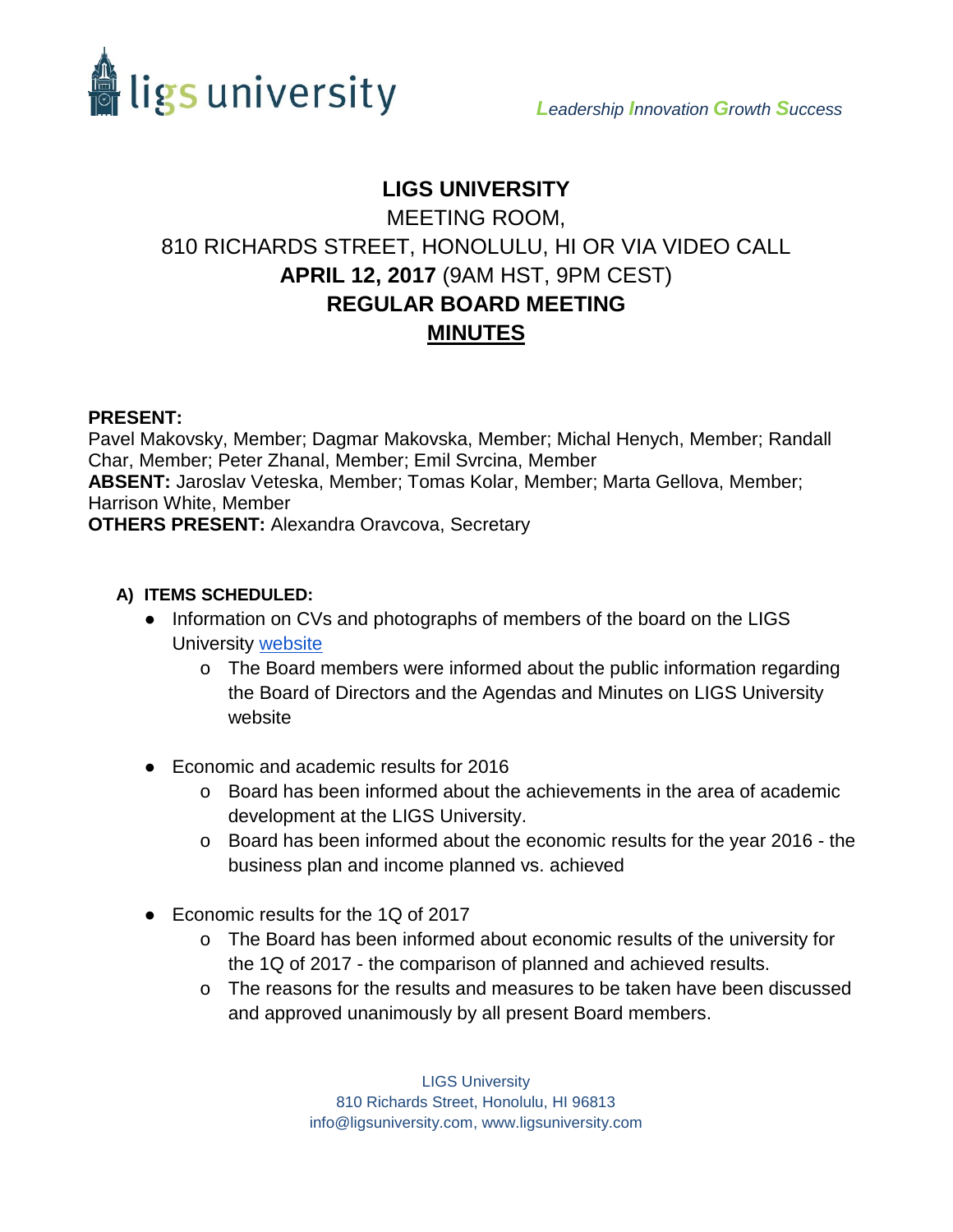ligs university

*Leadership Innovation Growth Success*

# LIGS UNIVERSITY

MEETING ROOM,
810 RICHARDS STREET, HONOLULU, HI OR VIA VIDEO CALL
**APRIL 12, 2017** (9AM HST, 9PM CEST)
**REGULAR BOARD MEETING**
**MINUTES**

**PRESENT:**
Pavel Makovsky, Member; Dagmar Makovska, Member; Michal Henych, Member; Randall Char, Member; Peter Zhanal, Member; Emil Svrcina, Member
**ABSENT:** Jaroslav Veteska, Member; Tomas Kolar, Member; Marta Gellova, Member; Harrison White, Member
**OTHERS PRESENT:** Alexandra Oravcova, Secretary

**A) ITEMS SCHEDULED:**

- Information on CVs and photographs of members of the board on the LIGS University website
  - The Board members were informed about the public information regarding the Board of Directors and the Agendas and Minutes on LIGS University website
- Economic and academic results for 2016
  - Board has been informed about the achievements in the area of academic development at the LIGS University.
  - Board has been informed about the economic results for the year 2016 - the business plan and income planned vs. achieved
- Economic results for the 1Q of 2017
  - The Board has been informed about economic results of the university for the 1Q of 2017 - the comparison of planned and achieved results.
  - The reasons for the results and measures to be taken have been discussed and approved unanimously by all present Board members.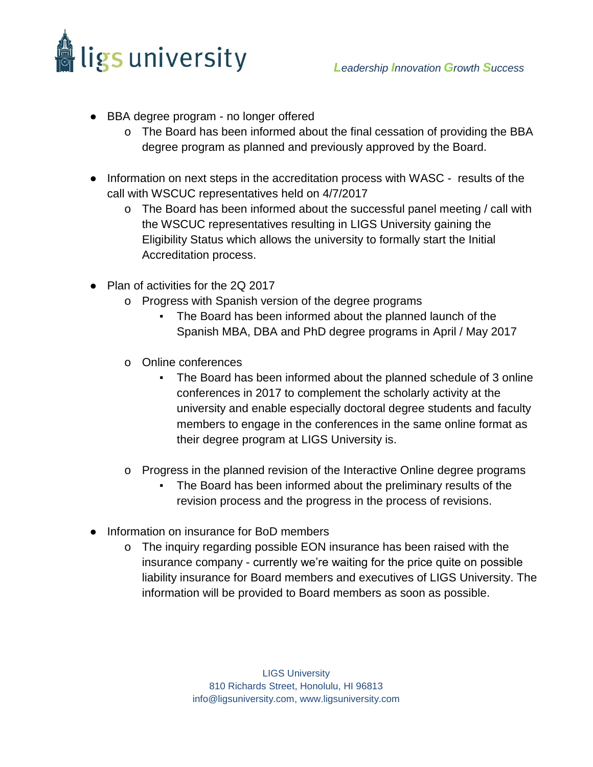- BBA degree program - no longer offered
  - The Board has been informed about the final cessation of providing the BBA degree program as planned and previously approved by the Board.

- Information on next steps in the accreditation process with WASC - results of the call with WSCUC representatives held on 4/7/2017
  - The Board has been informed about the successful panel meeting / call with the WSCUC representatives resulting in LIGS University gaining the Eligibility Status which allows the university to formally start the Initial Accreditation process.

- Plan of activities for the 2Q 2017
  - Progress with Spanish version of the degree programs
    - The Board has been informed about the planned launch of the Spanish MBA, DBA and PhD degree programs in April / May 2017

  - Online conferences
    - The Board has been informed about the planned schedule of 3 online conferences in 2017 to complement the scholarly activity at the university and enable especially doctoral degree students and faculty members to engage in the conferences in the same online format as their degree program at LIGS University is.

  - Progress in the planned revision of the Interactive Online degree programs
    - The Board has been informed about the preliminary results of the revision process and the progress in the process of revisions.

- Information on insurance for BoD members
  - The inquiry regarding possible EON insurance has been raised with the insurance company - currently we're waiting for the price quite on possible liability insurance for Board members and executives of LIGS University. The information will be provided to Board members as soon as possible.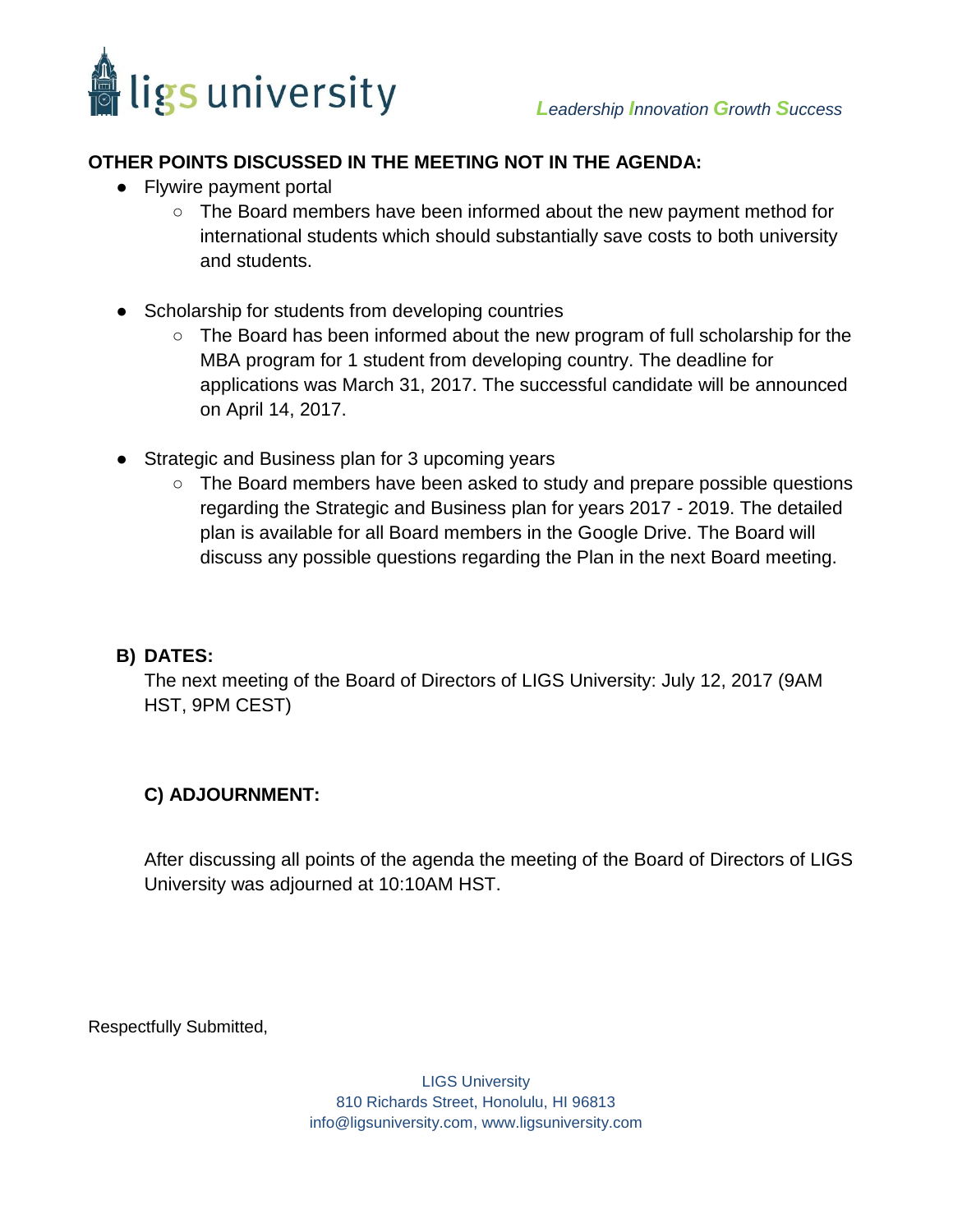**OTHER POINTS DISCUSSED IN THE MEETING NOT IN THE AGENDA:**

- Flywire payment portal
  - The Board members have been informed about the new payment method for international students which should substantially save costs to both university and students.

- Scholarship for students from developing countries
  - The Board has been informed about the new program of full scholarship for the MBA program for 1 student from developing country. The deadline for applications was March 31, 2017. The successful candidate will be announced on April 14, 2017.

- Strategic and Business plan for 3 upcoming years
  - The Board members have been asked to study and prepare possible questions regarding the Strategic and Business plan for years 2017 - 2019. The detailed plan is available for all Board members in the Google Drive. The Board will discuss any possible questions regarding the Plan in the next Board meeting.

**B) DATES:**

The next meeting of the Board of Directors of LIGS University: July 12, 2017 (9AM HST, 9PM CEST)

**C) ADJOURNMENT:**

After discussing all points of the agenda the meeting of the Board of Directors of LIGS University was adjourned at 10:10AM HST.

Respectfully Submitted,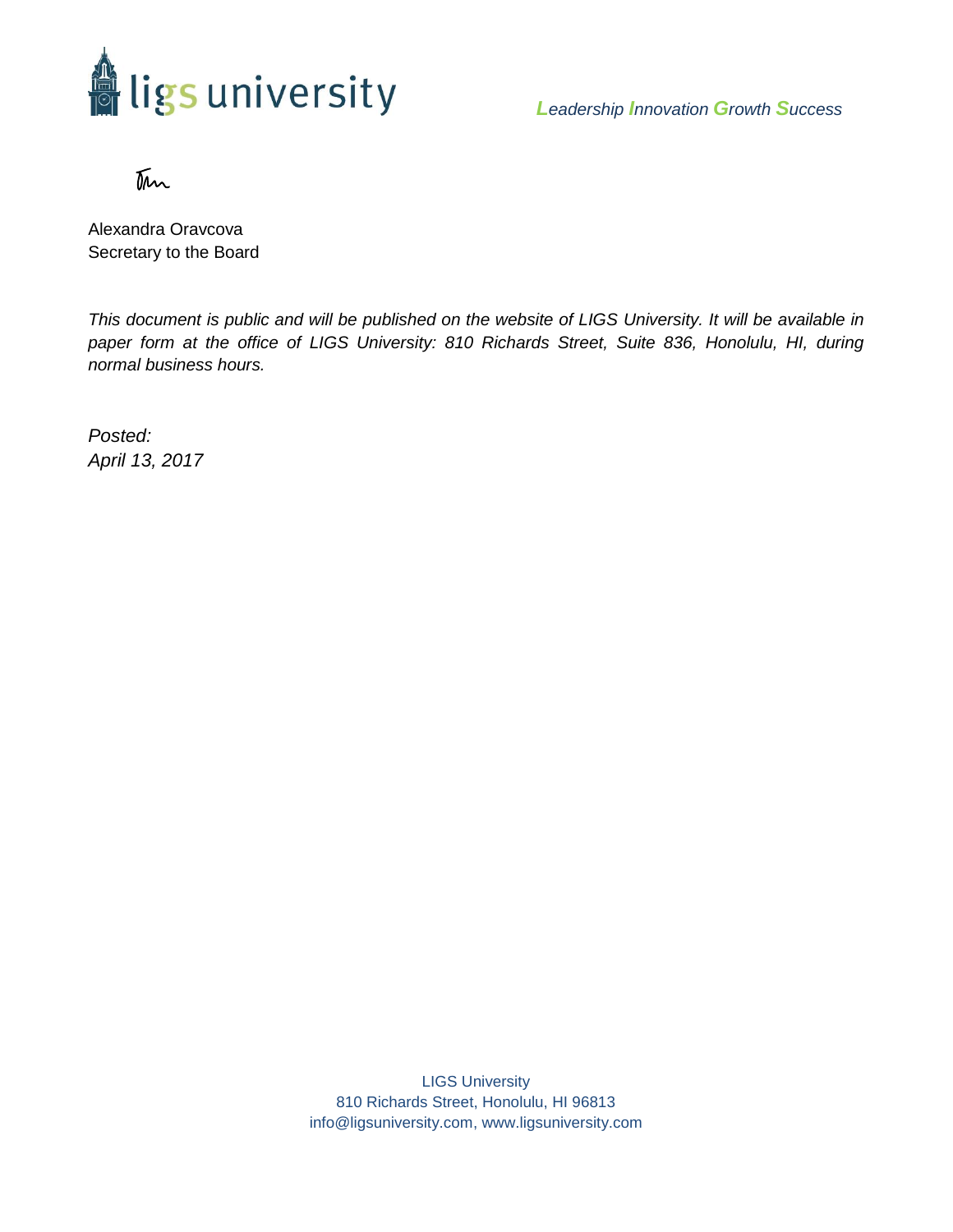Alexandra Oravcova
Secretary to the Board

*This document is public and will be published on the website of LIGS University. It will be available in paper form at the office of LIGS University: 810 Richards Street, Suite 836, Honolulu, HI, during normal business hours.*

*Posted:*
*April 13, 2017*